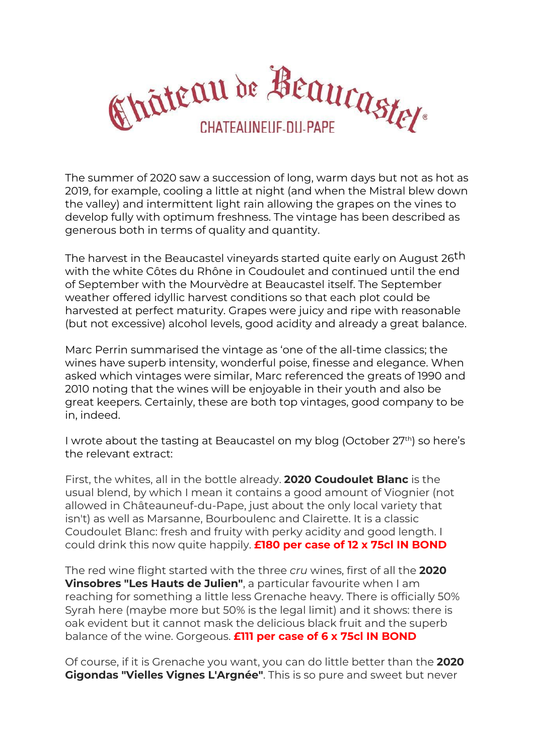# Château de Beaucastel

## CHATEAUNEUF-DU-PAPE

The summer of 2020 saw a succession of long, warm days but not as hot as 2019, for example, cooling a little at night (and when the Mistral blew down the valley) and intermittent light rain allowing the grapes on the vines to develop fully with optimum freshness. The vintage has been described as generous both in terms of quality and quantity.

The harvest in the Beaucastel vineyards started quite early on August 26th with the white Côtes du Rhône in Coudoulet and continued until the end of September with the Mourvèdre at Beaucastel itself. The September weather offered idyllic harvest conditions so that each plot could be harvested at perfect maturity. Grapes were juicy and ripe with reasonable (but not excessive) alcohol levels, good acidity and already a great balance.

Marc Perrin summarised the vintage as 'one of the all-time classics; the wines have superb intensity, wonderful poise, finesse and elegance. When asked which vintages were similar, Marc referenced the greats of 1990 and 2010 noting that the wines will be enjoyable in their youth and also be great keepers. Certainly, these are both top vintages, good company to be in, indeed.

I wrote about the tasting at Beaucastel on my blog (October 27th) so here's the relevant extract:

First, the whites, all in the bottle already. **2020 Coudoulet Blanc** is the usual blend, by which I mean it contains a good amount of Viognier (not allowed in Châteauneuf-du-Pape, just about the only local variety that isn't) as well as Marsanne, Bourboulenc and Clairette. It is a classic Coudoulet Blanc: fresh and fruity with perky acidity and good length. I could drink this now quite happily. **£180 per case of 12 x 75cl IN BOND**

The red wine flight started with the three *cru* wines, first of all the **2020 Vinsobres "Les Hauts de Julien"**, a particular favourite when I am reaching for something a little less Grenache heavy. There is officially 50% Syrah here (maybe more but 50% is the legal limit) and it shows: there is oak evident but it cannot mask the delicious black fruit and the superb balance of the wine. Gorgeous. **£111 per case of 6 x 75cl IN BOND**

Of course, if it is Grenache you want, you can do little better than the **2020 Gigondas "Vielles Vignes L'Argnée"**. This is so pure and sweet but never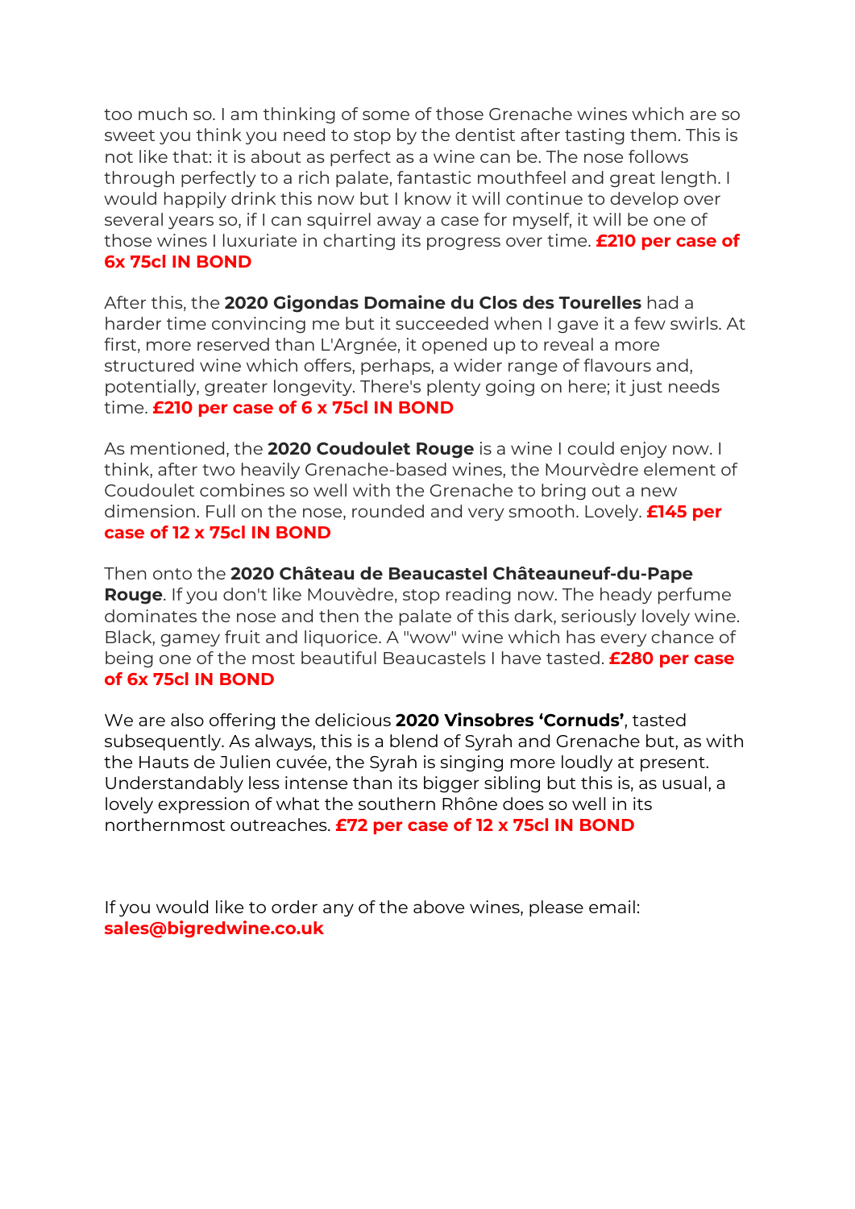too much so. I am thinking of some of those Grenache wines which are so sweet you think you need to stop by the dentist after tasting them. This is not like that: it is about as perfect as a wine can be. The nose follows through perfectly to a rich palate, fantastic mouthfeel and great length. I would happily drink this now but I know it will continue to develop over several years so, if I can squirrel away a case for myself, it will be one of those wines I luxuriate in charting its progress over time. **£210 per case of 6x 75cl IN BOND**

After this, the **2020 Gigondas Domaine du Clos des Tourelles** had a harder time convincing me but it succeeded when I gave it a few swirls. At first, more reserved than L'Argnée, it opened up to reveal a more structured wine which offers, perhaps, a wider range of flavours and, potentially, greater longevity. There's plenty going on here; it just needs time. **£210 per case of 6 x 75cl IN BOND**

As mentioned, the **2020 Coudoulet Rouge** is a wine I could enjoy now. I think, after two heavily Grenache-based wines, the Mourvèdre element of Coudoulet combines so well with the Grenache to bring out a new dimension. Full on the nose, rounded and very smooth. Lovely. **£145 per case of 12 x 75cl IN BOND**

Then onto the **2020 Château de Beaucastel Châteauneuf-du-Pape Rouge**. If you don't like Mouvèdre, stop reading now. The heady perfume dominates the nose and then the palate of this dark, seriously lovely wine. Black, gamey fruit and liquorice. A "wow" wine which has every chance of being one of the most beautiful Beaucastels I have tasted. **£280 per case of 6x 75cl IN BOND**

We are also offering the delicious **2020 Vinsobres 'Cornuds'**, tasted subsequently. As always, this is a blend of Syrah and Grenache but, as with the Hauts de Julien cuvée, the Syrah is singing more loudly at present. Understandably less intense than its bigger sibling but this is, as usual, a lovely expression of what the southern Rhône does so well in its northernmost outreaches. **£72 per case of 12 x 75cl IN BOND**

If you would like to order any of the above wines, please email: **sales@bigredwine.co.uk**